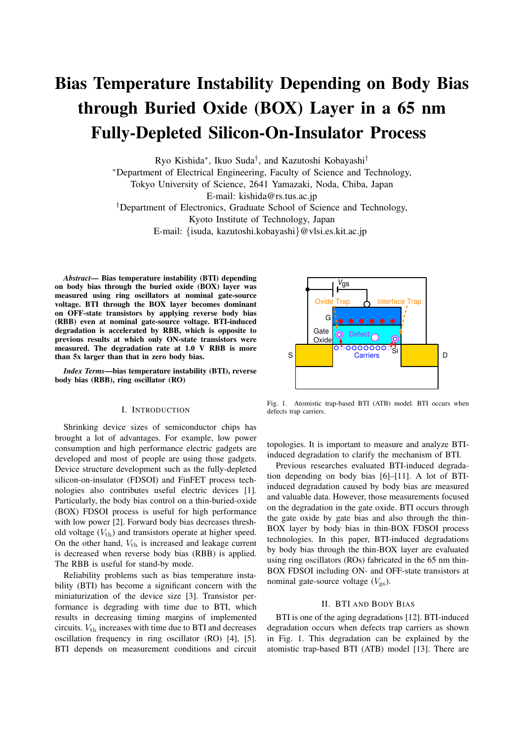# Bias Temperature Instability Depending on Body Bias through Buried Oxide (BOX) Layer in a 65 nm Fully-Depleted Silicon-On-Insulator Process

Ryo Kishida[*], Ikuo Suda[†], and Kazutoshi Kobayashi[†]

[*]Department of Electrical Engineering, Faculty of Science and Technology, Tokyo University of Science, 2641 Yamazaki, Noda, Chiba, Japan
E-mail: kishida@rs.tus.ac.jp

[†]Department of Electronics, Graduate School of Science and Technology, Kyoto Institute of Technology, Japan
E-mail: {isuda, kazutoshi.kobayashi}@vlsi.es.kit.ac.jp

***Abstract*— Bias temperature instability (BTI) depending on body bias through the buried oxide (BOX) layer was measured using ring oscillators at nominal gate-source voltage. BTI through the BOX layer becomes dominant on OFF-state transistors by applying reverse body bias (RBB) even at nominal gate-source voltage. BTI-induced degradation is accelerated by RBB, which is opposite to previous results at which only ON-state transistors were measured. The degradation rate at 1.0 V RBB is more than 5x larger than that in zero body bias.**

***Index Terms*—bias temperature instability (BTI), reverse body bias (RBB), ring oscillator (RO)**

## I. Introduction

Shrinking device sizes of semiconductor chips has brought a lot of advantages. For example, low power consumption and high performance electric gadgets are developed and most of people are using those gadgets. Device structure development such as the fully-depleted silicon-on-insulator (FDSOI) and FinFET process technologies also contributes useful electric devices [1]. Particularly, the body bias control on a thin-buried-oxide (BOX) FDSOI process is useful for high performance with low power [2]. Forward body bias decreases threshold voltage ($V_{\rm th}$) and transistors operate at higher speed. On the other hand, $V_{\rm th}$ is increased and leakage current is decreased when reverse body bias (RBB) is applied. The RBB is useful for stand-by mode.

Reliability problems such as bias temperature instability (BTI) has become a significant concern with the miniaturization of the device size [3]. Transistor performance is degrading with time due to BTI, which results in decreasing timing margins of implemented circuits. $V_{\rm th}$ increases with time due to BTI and decreases oscillation frequency in ring oscillator (RO) [4], [5]. BTI depends on measurement conditions and circuit topologies. It is important to measure and analyze BTI-induced degradation to clarify the mechanism of BTI.

Fig. 1. Atomistic trap-based BTI (ATB) model. BTI occurs when defects trap carriers.

Previous researches evaluated BTI-induced degradation depending on body bias [6]–[11]. A lot of BTI-induced degradation caused by body bias are measured and valuable data. However, those measurements focused on the degradation in the gate oxide. BTI occurs through the gate oxide by gate bias and also through the thin-BOX layer by body bias in thin-BOX FDSOI process technologies. In this paper, BTI-induced degradations by body bias through the thin-BOX layer are evaluated using ring oscillators (ROs) fabricated in the 65 nm thin-BOX FDSOI including ON- and OFF-state transistors at nominal gate-source voltage ($V_{\rm gs}$).

## II. BTI and Body Bias

BTI is one of the aging degradations [12]. BTI-induced degradation occurs when defects trap carriers as shown in Fig. 1. This degradation can be explained by the atomistic trap-based BTI (ATB) model [13]. There are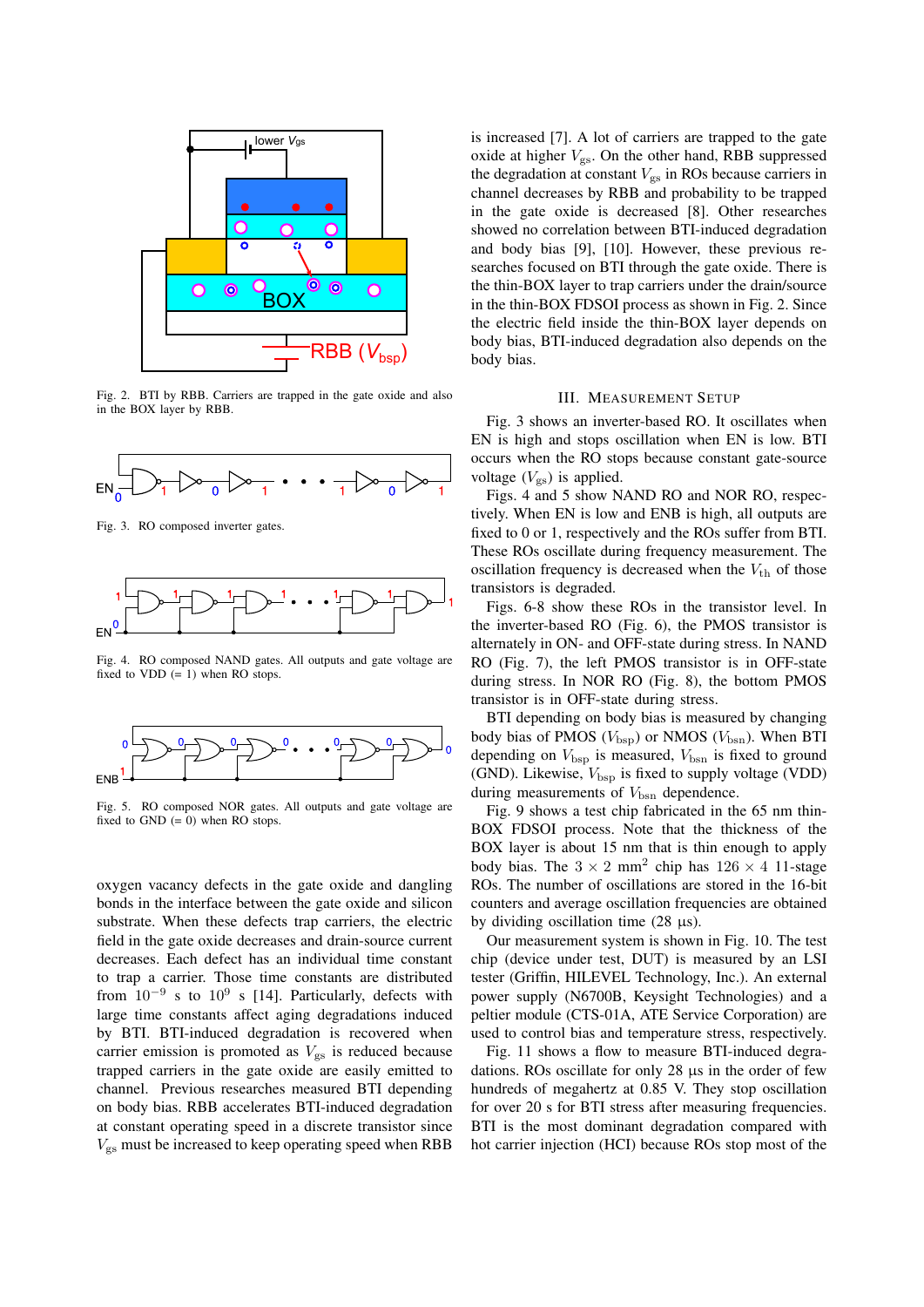Fig. 2. BTI by RBB. Carriers are trapped in the gate oxide and also in the BOX layer by RBB.

Fig. 3. RO composed inverter gates.

Fig. 4. RO composed NAND gates. All outputs and gate voltage are fixed to VDD (= 1) when RO stops.

Fig. 5. RO composed NOR gates. All outputs and gate voltage are fixed to GND (= 0) when RO stops.

oxygen vacancy defects in the gate oxide and dangling bonds in the interface between the gate oxide and silicon substrate. When these defects trap carriers, the electric field in the gate oxide decreases and drain-source current decreases. Each defect has an individual time constant to trap a carrier. Those time constants are distributed from $10^{-9}$ s to $10^{9}$ s [14]. Particularly, defects with large time constants affect aging degradations induced by BTI. BTI-induced degradation is recovered when carrier emission is promoted as $V_{\rm gs}$ is reduced because trapped carriers in the gate oxide are easily emitted to channel. Previous researches measured BTI depending on body bias. RBB accelerates BTI-induced degradation at constant operating speed in a discrete transistor since $V_{\rm gs}$ must be increased to keep operating speed when RBB is increased [7]. A lot of carriers are trapped to the gate oxide at higher $V_{\rm gs}$. On the other hand, RBB suppressed the degradation at constant $V_{\rm gs}$ in ROs because carriers in channel decreases by RBB and probability to be trapped in the gate oxide is decreased [8]. Other researches showed no correlation between BTI-induced degradation and body bias [9], [10]. However, these previous researches focused on BTI through the gate oxide. There is the thin-BOX layer to trap carriers under the drain/source in the thin-BOX FDSOI process as shown in Fig. 2. Since the electric field inside the thin-BOX layer depends on body bias, BTI-induced degradation also depends on the body bias.

## III. Measurement Setup

Fig. 3 shows an inverter-based RO. It oscillates when EN is high and stops oscillation when EN is low. BTI occurs when the RO stops because constant gate-source voltage ($V_{\rm gs}$) is applied.

Figs. 4 and 5 show NAND RO and NOR RO, respectively. When EN is low and ENB is high, all outputs are fixed to 0 or 1, respectively and the ROs suffer from BTI. These ROs oscillate during frequency measurement. The oscillation frequency is decreased when the $V_{\rm th}$ of those transistors is degraded.

Figs. 6-8 show these ROs in the transistor level. In the inverter-based RO (Fig. 6), the PMOS transistor is alternately in ON- and OFF-state during stress. In NAND RO (Fig. 7), the left PMOS transistor is in OFF-state during stress. In NOR RO (Fig. 8), the bottom PMOS transistor is in OFF-state during stress.

BTI depending on body bias is measured by changing body bias of PMOS ($V_{\rm bsp}$) or NMOS ($V_{\rm bsn}$). When BTI depending on $V_{\rm bsp}$ is measured, $V_{\rm bsn}$ is fixed to ground (GND). Likewise, $V_{\rm bsp}$ is fixed to supply voltage (VDD) during measurements of $V_{\rm bsn}$ dependence.

Fig. 9 shows a test chip fabricated in the 65 nm thin-BOX FDSOI process. Note that the thickness of the BOX layer is about 15 nm that is thin enough to apply body bias. The $3 \times 2$ mm$^2$ chip has $126 \times 4$ 11-stage ROs. The number of oscillations are stored in the 16-bit counters and average oscillation frequencies are obtained by dividing oscillation time (28 µs).

Our measurement system is shown in Fig. 10. The test chip (device under test, DUT) is measured by an LSI tester (Griffin, HILEVEL Technology, Inc.). An external power supply (N6700B, Keysight Technologies) and a peltier module (CTS-01A, ATE Service Corporation) are used to control bias and temperature stress, respectively.

Fig. 11 shows a flow to measure BTI-induced degradations. ROs oscillate for only 28 µs in the order of few hundreds of megahertz at 0.85 V. They stop oscillation for over 20 s for BTI stress after measuring frequencies. BTI is the most dominant degradation compared with hot carrier injection (HCI) because ROs stop most of the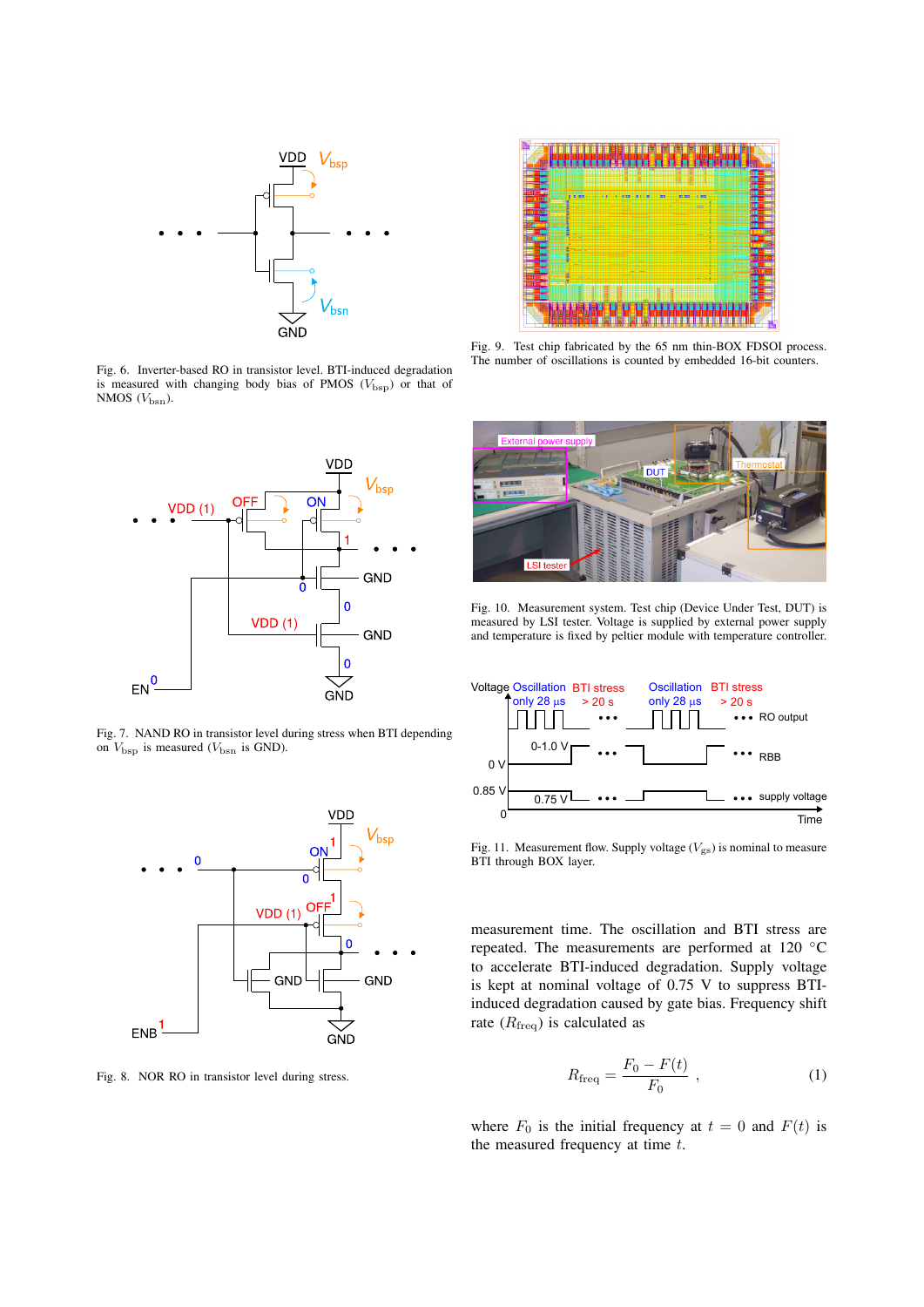Fig. 6. Inverter-based RO in transistor level. BTI-induced degradation is measured with changing body bias of PMOS ($V_{\mathrm{bsp}}$) or that of NMOS ($V_{\mathrm{bsn}}$).

Fig. 7. NAND RO in transistor level during stress when BTI depending on $V_{\mathrm{bsp}}$ is measured ($V_{\mathrm{bsn}}$ is GND).

Fig. 8. NOR RO in transistor level during stress.

Fig. 9. Test chip fabricated by the 65 nm thin-BOX FDSOI process. The number of oscillations is counted by embedded 16-bit counters.

Fig. 10. Measurement system. Test chip (Device Under Test, DUT) is measured by LSI tester. Voltage is supplied by external power supply and temperature is fixed by peltier module with temperature controller.

Fig. 11. Measurement flow. Supply voltage ($V_{\mathrm{gs}}$) is nominal to measure BTI through BOX layer.

measurement time. The oscillation and BTI stress are repeated. The measurements are performed at 120 °C to accelerate BTI-induced degradation. Supply voltage is kept at nominal voltage of 0.75 V to suppress BTI-induced degradation caused by gate bias. Frequency shift rate ($R_{\mathrm{freq}}$) is calculated as

$$R_{\mathrm{freq}} = \frac{F_0 - F(t)}{F_0}\ , \tag{1}$$

where $F_0$ is the initial frequency at $t = 0$ and $F(t)$ is the measured frequency at time $t$.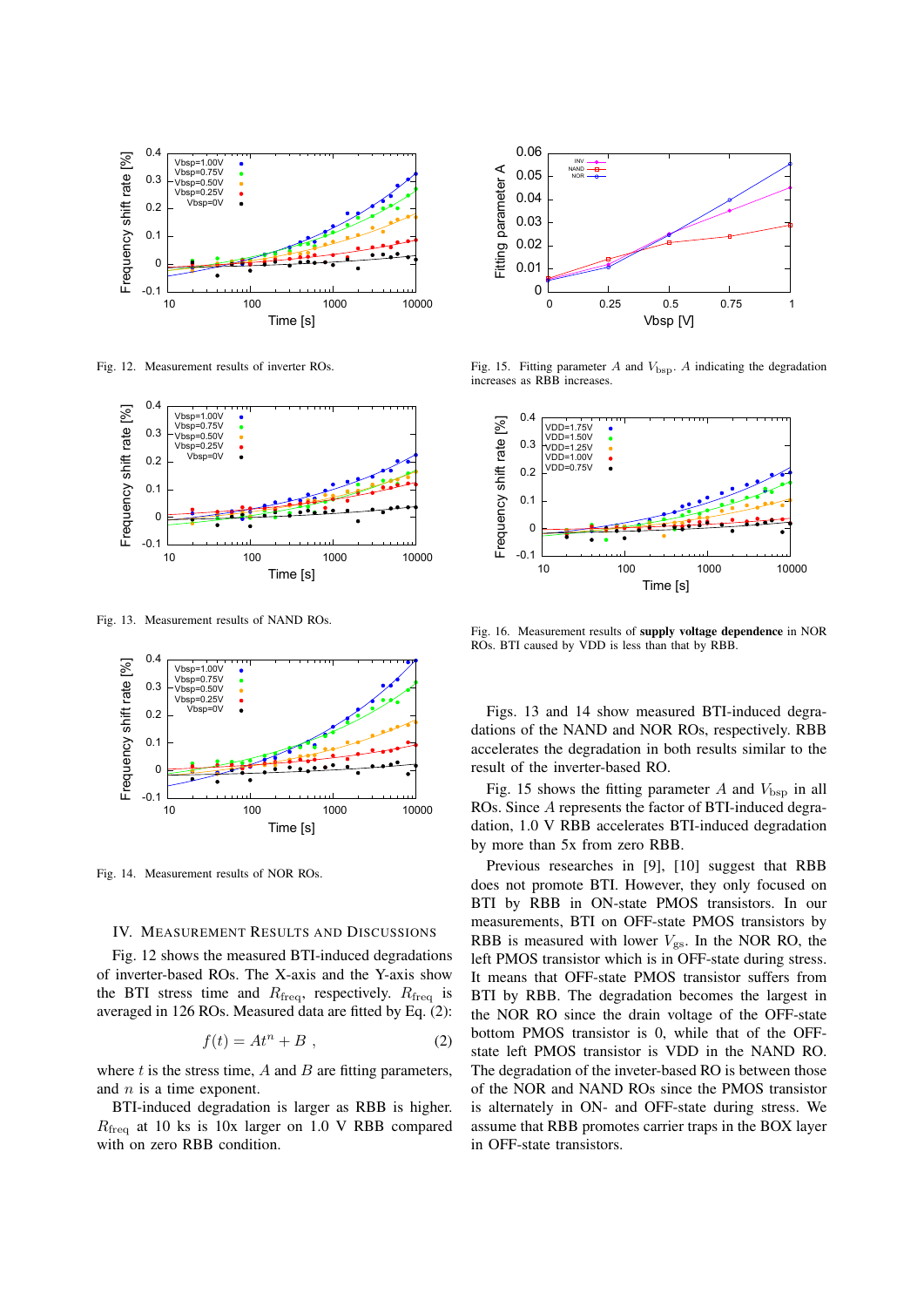Fig. 12. Measurement results of inverter ROs.

Fig. 13. Measurement results of NAND ROs.

Fig. 14. Measurement results of NOR ROs.

## IV. Measurement Results and Discussions

Fig. 12 shows the measured BTI-induced degradations of inverter-based ROs. The X-axis and the Y-axis show the BTI stress time and $R_{\mathrm{freq}}$, respectively. $R_{\mathrm{freq}}$ is averaged in 126 ROs. Measured data are fitted by Eq. (2):

$$f(t) = At^n + B \ , \tag{2}$$

where $t$ is the stress time, $A$ and $B$ are fitting parameters, and $n$ is a time exponent.

BTI-induced degradation is larger as RBB is higher. $R_{\mathrm{freq}}$ at 10 ks is 10x larger on 1.0 V RBB compared with on zero RBB condition.

Fig. 15. Fitting parameter $A$ and $V_{\mathrm{bsp}}$. $A$ indicating the degradation increases as RBB increases.

Fig. 16. Measurement results of **supply voltage dependence** in NOR ROs. BTI caused by VDD is less than that by RBB.

Figs. 13 and 14 show measured BTI-induced degradations of the NAND and NOR ROs, respectively. RBB accelerates the degradation in both results similar to the result of the inverter-based RO.

Fig. 15 shows the fitting parameter $A$ and $V_{\mathrm{bsp}}$ in all ROs. Since $A$ represents the factor of BTI-induced degradation, 1.0 V RBB accelerates BTI-induced degradation by more than 5x from zero RBB.

Previous researches in [9], [10] suggest that RBB does not promote BTI. However, they only focused on BTI by RBB in ON-state PMOS transistors. In our measurements, BTI on OFF-state PMOS transistors by RBB is measured with lower $V_{\mathrm{gs}}$. In the NOR RO, the left PMOS transistor which is in OFF-state during stress. It means that OFF-state PMOS transistor suffers from BTI by RBB. The degradation becomes the largest in the NOR RO since the drain voltage of the OFF-state bottom PMOS transistor is 0, while that of the OFF-state left PMOS transistor is VDD in the NAND RO. The degradation of the inveter-based RO is between those of the NOR and NAND ROs since the PMOS transistor is alternately in ON- and OFF-state during stress. We assume that RBB promotes carrier traps in the BOX layer in OFF-state transistors.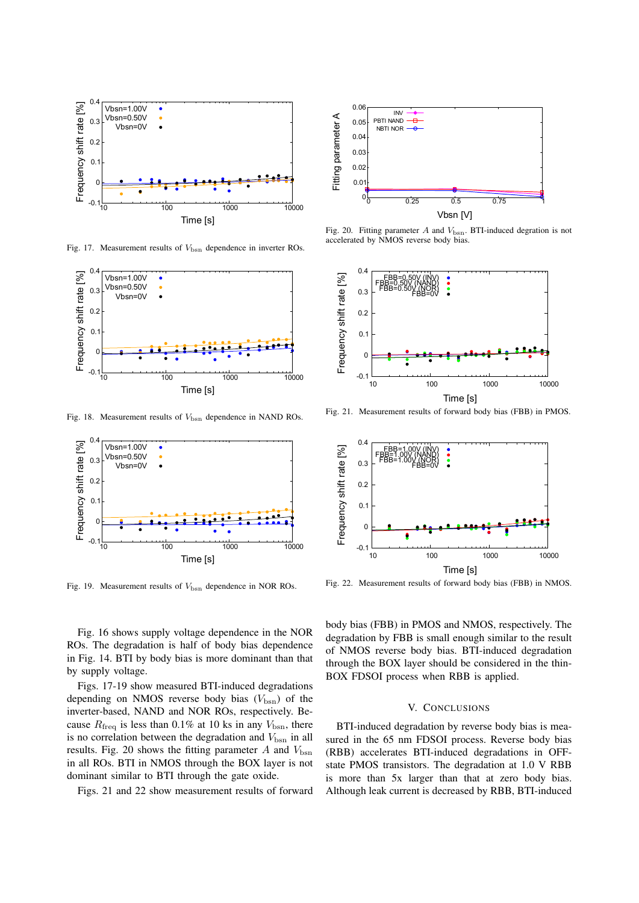Fig. 17. Measurement results of $V_{\mathrm{bsn}}$ dependence in inverter ROs.

Fig. 18. Measurement results of $V_{\mathrm{bsn}}$ dependence in NAND ROs.

Fig. 19. Measurement results of $V_{\mathrm{bsn}}$ dependence in NOR ROs.

Fig. 20. Fitting parameter $A$ and $V_{\mathrm{bsn}}$. BTI-induced degration is not accelerated by NMOS reverse body bias.

Fig. 21. Measurement results of forward body bias (FBB) in PMOS.

Fig. 22. Measurement results of forward body bias (FBB) in NMOS.

Fig. 16 shows supply voltage dependence in the NOR ROs. The degradation is half of body bias dependence in Fig. 14. BTI by body bias is more dominant than that by supply voltage.

Figs. 17-19 show measured BTI-induced degradations depending on NMOS reverse body bias ($V_{\mathrm{bsn}}$) of the inverter-based, NAND and NOR ROs, respectively. Because $R_{\mathrm{freq}}$ is less than 0.1% at 10 ks in any $V_{\mathrm{bsn}}$, there is no correlation between the degradation and $V_{\mathrm{bsn}}$ in all results. Fig. 20 shows the fitting parameter $A$ and $V_{\mathrm{bsn}}$ in all ROs. BTI in NMOS through the BOX layer is not dominant similar to BTI through the gate oxide.

Figs. 21 and 22 show measurement results of forward body bias (FBB) in PMOS and NMOS, respectively. The degradation by FBB is small enough similar to the result of NMOS reverse body bias. BTI-induced degradation through the BOX layer should be considered in the thin-BOX FDSOI process when RBB is applied.

## V. Conclusions

BTI-induced degradation by reverse body bias is measured in the 65 nm FDSOI process. Reverse body bias (RBB) accelerates BTI-induced degradations in OFF-state PMOS transistors. The degradation at 1.0 V RBB is more than 5x larger than that at zero body bias. Although leak current is decreased by RBB, BTI-induced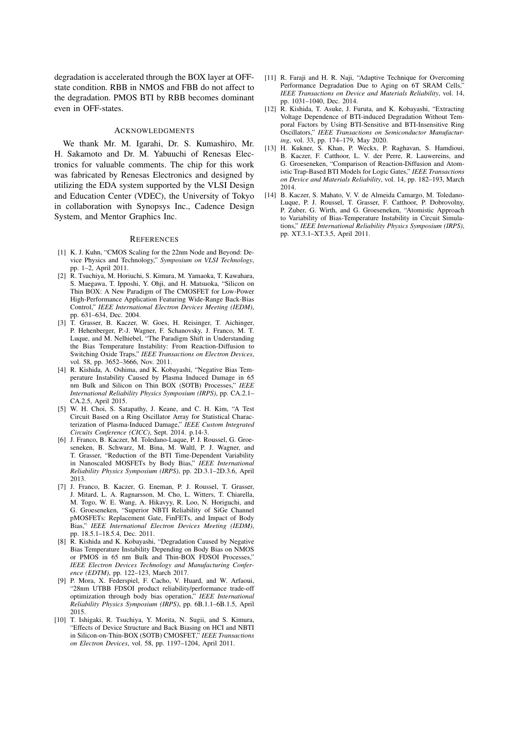degradation is accelerated through the BOX layer at OFF-state condition. RBB in NMOS and FBB do not affect to the degradation. PMOS BTI by RBB becomes dominant even in OFF-states.

## ACKNOWLEDGMENTS

We thank Mr. M. Igarahi, Dr. S. Kumashiro, Mr. H. Sakamoto and Dr. M. Yabuuchi of Renesas Electronics for valuable comments. The chip for this work was fabricated by Renesas Electronics and designed by utilizing the EDA system supported by the VLSI Design and Education Center (VDEC), the University of Tokyo in collaboration with Synopsys Inc., Cadence Design System, and Mentor Graphics Inc.

## REFERENCES

[1] K. J. Kuhn, "CMOS Scaling for the 22nm Node and Beyond: Device Physics and Technology," *Symposium on VLSI Technology*, pp. 1–2, April 2011.

[2] R. Tsuchiya, M. Horiuchi, S. Kimura, M. Yamaoka, T. Kawahara, S. Maegawa, T. Ipposhi, Y. Ohji, and H. Matsuoka, "Silicon on Thin BOX: A New Paradigm of The CMOSFET for Low-Power High-Performance Application Featuring Wide-Range Back-Bias Control," *IEEE International Electron Devices Meeting (IEDM)*, pp. 631–634, Dec. 2004.

[3] T. Grasser, B. Kaczer, W. Goes, H. Reisinger, T. Aichinger, P. Hehenberger, P.-J. Wagner, F. Schanovsky, J. Franco, M. T. Luque, and M. Nelhiebel, "The Paradigm Shift in Understanding the Bias Temperature Instability: From Reaction-Diffusion to Switching Oxide Traps," *IEEE Transactions on Electron Devices*, vol. 58, pp. 3652–3666, Nov. 2011.

[4] R. Kishida, A. Oshima, and K. Kobayashi, "Negative Bias Temperature Instability Caused by Plasma Induced Damage in 65 nm Bulk and Silicon on Thin BOX (SOTB) Processes," *IEEE International Reliability Physics Symposium (IRPS)*, pp. CA.2.1–CA.2.5, April 2015.

[5] W. H. Choi, S. Satapathy, J. Keane, and C. H. Kim, "A Test Circuit Based on a Ring Oscillator Array for Statistical Characterization of Plasma-Induced Damage," *IEEE Custom Integrated Circuits Conference (CICC)*, Sept. 2014. p.14-3.

[6] J. Franco, B. Kaczer, M. Toledano-Luque, P. J. Roussel, G. Groeseneken, B. Schwarz, M. Bina, M. Waltl, P. J. Wagner, and T. Grasser, "Reduction of the BTI Time-Dependent Variability in Nanoscaled MOSFETs by Body Bias," *IEEE International Reliability Physics Symposium (IRPS)*, pp. 2D.3.1–2D.3.6, April 2013.

[7] J. Franco, B. Kaczer, G. Eneman, P. J. Roussel, T. Grasser, J. Mitard, L. A. Ragnarsson, M. Cho, L. Witters, T. Chiarella, M. Togo, W. E. Wang, A. Hikavyy, R. Loo, N. Horiguchi, and G. Groeseneken, "Superior NBTI Reliability of SiGe Channel pMOSFETs: Replacement Gate, FinFETs, and Impact of Body Bias," *IEEE International Electron Devices Meeting (IEDM)*, pp. 18.5.1–18.5.4, Dec. 2011.

[8] R. Kishida and K. Kobayashi, "Degradation Caused by Negative Bias Temperature Instability Depending on Body Bias on NMOS or PMOS in 65 nm Bulk and Thin-BOX FDSOI Processes," *IEEE Electron Devices Technology and Manufacturing Conference (EDTM)*, pp. 122–123, March 2017.

[9] P. Mora, X. Federspiel, F. Cacho, V. Huard, and W. Arfaoui, "28nm UTBB FDSOI product reliability/performance trade-off optimization through body bias operation," *IEEE International Reliability Physics Symposium (IRPS)*, pp. 6B.1.1–6B.1.5, April 2015.

[10] T. Ishigaki, R. Tsuchiya, Y. Morita, N. Sugii, and S. Kimura, "Effects of Device Structure and Back Biasing on HCI and NBTI in Silicon-on-Thin-BOX (SOTB) CMOSFET," *IEEE Transactions on Electron Devices*, vol. 58, pp. 1197–1204, April 2011.

[11] R. Faraji and H. R. Naji, "Adaptive Technique for Overcoming Performance Degradation Due to Aging on 6T SRAM Cells," *IEEE Transactions on Device and Materials Reliability*, vol. 14, pp. 1031–1040, Dec. 2014.

[12] R. Kishida, T. Asuke, J. Furuta, and K. Kobayashi, "Extracting Voltage Dependence of BTI-induced Degradation Without Temporal Factors by Using BTI-Sensitive and BTI-Insensitive Ring Oscillators," *IEEE Transactions on Semiconductor Manufacturing*, vol. 33, pp. 174–179, May 2020.

[13] H. Kukner, S. Khan, P. Weckx, P. Raghavan, S. Hamdioui, B. Kaczer, F. Catthoor, L. V. der Perre, R. Lauwereins, and G. Groeseneken, "Comparison of Reaction-Diffusion and Atomistic Trap-Based BTI Models for Logic Gates," *IEEE Transactions on Device and Materials Reliability*, vol. 14, pp. 182–193, March 2014.

[14] B. Kaczer, S. Mahato, V. V. de Almeida Camargo, M. Toledano-Luque, P. J. Roussel, T. Grasser, F. Catthoor, P. Dobrovolny, P. Zuber, G. Wirth, and G. Groeseneken, "Atomistic Approach to Variability of Bias-Temperature Instability in Circuit Simulations," *IEEE International Reliability Physics Symposium (IRPS)*, pp. XT.3.1–XT.3.5, April 2011.